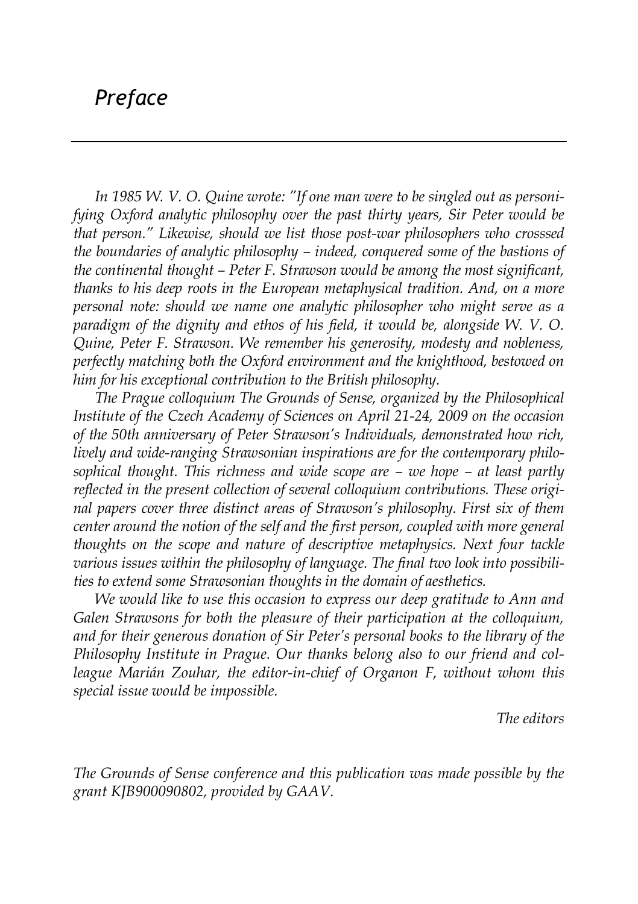# *Preface*

*In 1985 W. V. O. Quine wrote: "If one man were to be singled out as personifying Oxford analytic philosophy over the past thirty years, Sir Peter would be that person." Likewise, should we list those post-war philosophers who crosssed the boundaries of analytic philosophy – indeed, conquered some of the bastions of the continental thought – Peter F. Strawson would be among the most significant, thanks to his deep roots in the European metaphysical tradition. And, on a more personal note: should we name one analytic philosopher who might serve as a paradigm of the dignity and ethos of his field, it would be, alongside W. V. O. Quine, Peter F. Strawson. We remember his generosity, modesty and nobleness, perfectly matching both the Oxford environment and the knighthood, bestowed on him for his exceptional contribution to the British philosophy.*

*The Prague colloquium The Grounds of Sense, organized by the Philosophical Institute of the Czech Academy of Sciences on April 21-24, 2009 on the occasion of the 50th anniversary of Peter Strawson's Individuals, demonstrated how rich, lively and wide-ranging Strawsonian inspirations are for the contemporary philosophical thought. This richness and wide scope are – we hope – at least partly reflected in the present collection of several colloquium contributions. These original papers cover three distinct areas of Strawson's philosophy. First six of them center around the notion of the self and the first person, coupled with more general thoughts on the scope and nature of descriptive metaphysics. Next four tackle various issues within the philosophy of language. The final two look into possibilities to extend some Strawsonian thoughts in the domain of aesthetics.*

*We would like to use this occasion to express our deep gratitude to Ann and Galen Strawsons for both the pleasure of their participation at the colloquium, and for their generous donation of Sir Peter's personal books to the library of the Philosophy Institute in Prague. Our thanks belong also to our friend and colleague Marián Zouhar, the editor-in-chief of Organon F, without whom this special issue would be impossible.*

*The editors*

*The Grounds of Sense conference and this publication was made possible by the grant KJB900090802, provided by GAAV.*